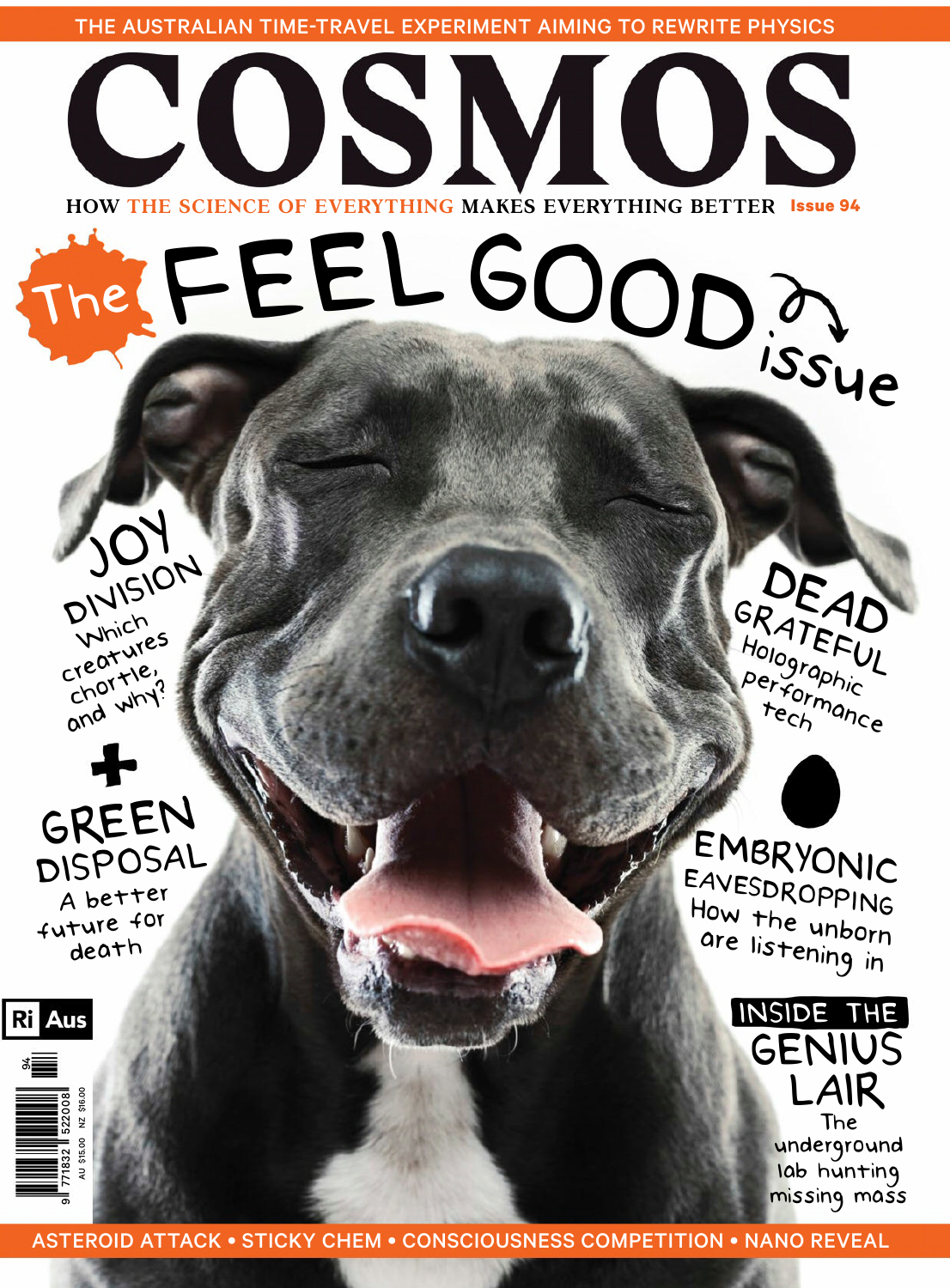THE AUSTRALIAN TIME-TRAVEL EXPERIMENT AIMING TO REWRITE PHYSICS

# COSMOS

HOW THE SCIENCE OF EVERYTHING MAKES EVERYTHING BETTER Issue 94

## The FEEL GOOD issue

### JOY DIVISION
Which creatures chortle, and why?

### GREEN DISPOSAL
A better future for death

### DEAD GRATEFUL
Holographic performance tech

### EMBRYONIC EAVESDROPPING
How the unborn are listening in

### INSIDE THE GENIUS LAIR
The underground lab hunting missing mass

Ri Aus

AU $15.00 NZ $16.00

ASTEROID ATTACK • STICKY CHEM • CONSCIOUSNESS COMPETITION • NANO REVEAL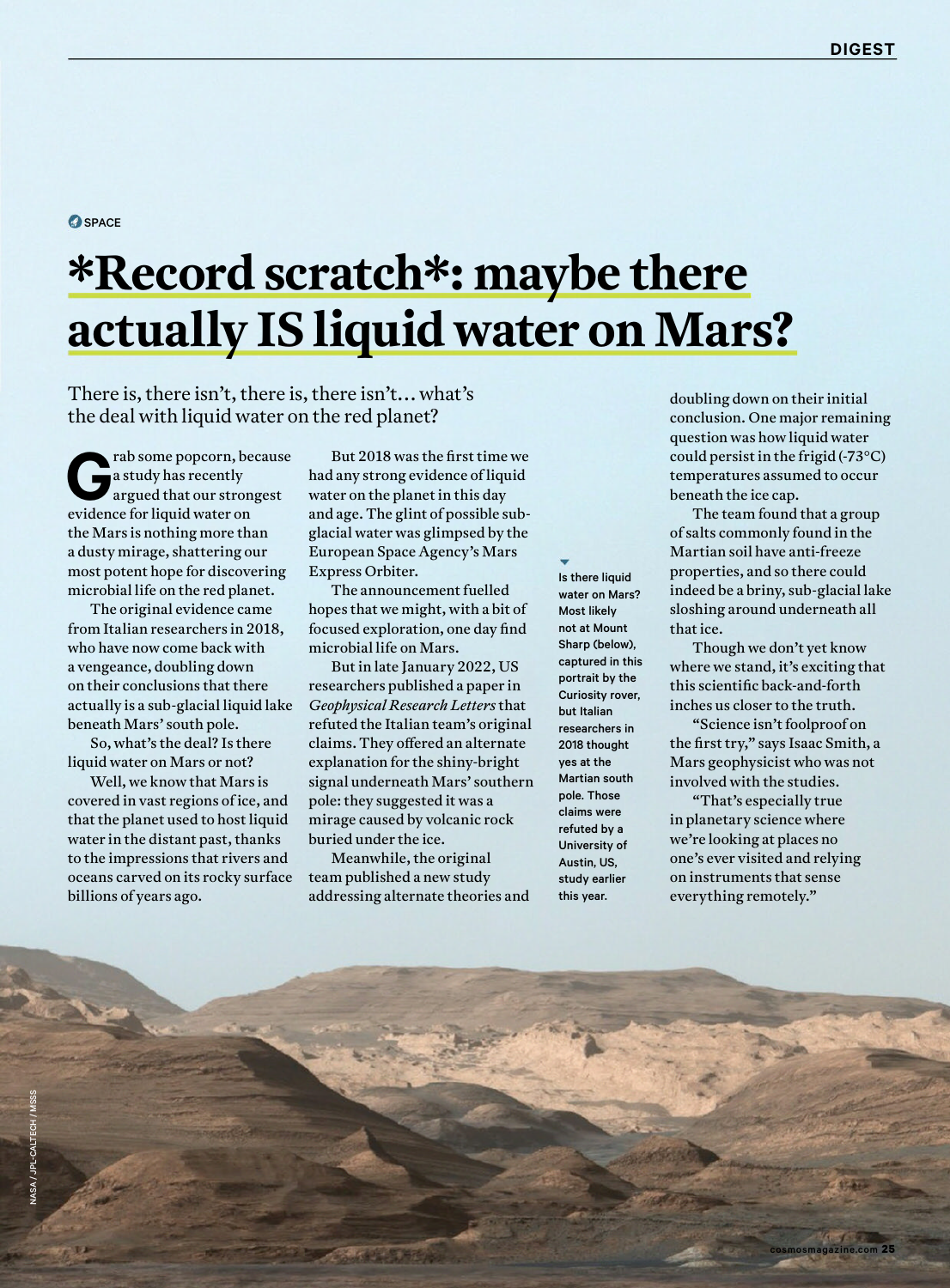SPACE

# *Record scratch*: maybe there actually IS liquid water on Mars?

There is, there isn't, there is, there isn't… what's the deal with liquid water on the red planet?

Grab some popcorn, because a study has recently argued that our strongest evidence for liquid water on the Mars is nothing more than a dusty mirage, shattering our most potent hope for discovering microbial life on the red planet.

The original evidence came from Italian researchers in 2018, who have now come back with a vengeance, doubling down on their conclusions that there actually is a sub-glacial liquid lake beneath Mars' south pole.

So, what's the deal? Is there liquid water on Mars or not?

Well, we know that Mars is covered in vast regions of ice, and that the planet used to host liquid water in the distant past, thanks to the impressions that rivers and oceans carved on its rocky surface billions of years ago.

But 2018 was the first time we had any strong evidence of liquid water on the planet in this day and age. The glint of possible sub-glacial water was glimpsed by the European Space Agency's Mars Express Orbiter.

The announcement fuelled hopes that we might, with a bit of focused exploration, one day find microbial life on Mars.

But in late January 2022, US researchers published a paper in *Geophysical Research Letters* that refuted the Italian team's original claims. They offered an alternate explanation for the shiny-bright signal underneath Mars' southern pole: they suggested it was a mirage caused by volcanic rock buried under the ice.

Meanwhile, the original team published a new study addressing alternate theories and doubling down on their initial conclusion. One major remaining question was how liquid water could persist in the frigid (-73°C) temperatures assumed to occur beneath the ice cap.

The team found that a group of salts commonly found in the Martian soil have anti-freeze properties, and so there could indeed be a briny, sub-glacial lake sloshing around underneath all that ice.

Though we don't yet know where we stand, it's exciting that this scientific back-and-forth inches us closer to the truth.

"Science isn't foolproof on the first try," says Isaac Smith, a Mars geophysicist who was not involved with the studies.

"That's especially true in planetary science where we're looking at places no one's ever visited and relying on instruments that sense everything remotely."

Is there liquid water on Mars? Most likely not at Mount Sharp (below), captured in this portrait by the Curiosity rover, but Italian researchers in 2018 thought yes at the Martian south pole. Those claims were refuted by a University of Austin, US, study earlier this year.

NASA / JPL-CALTECH / MSSS